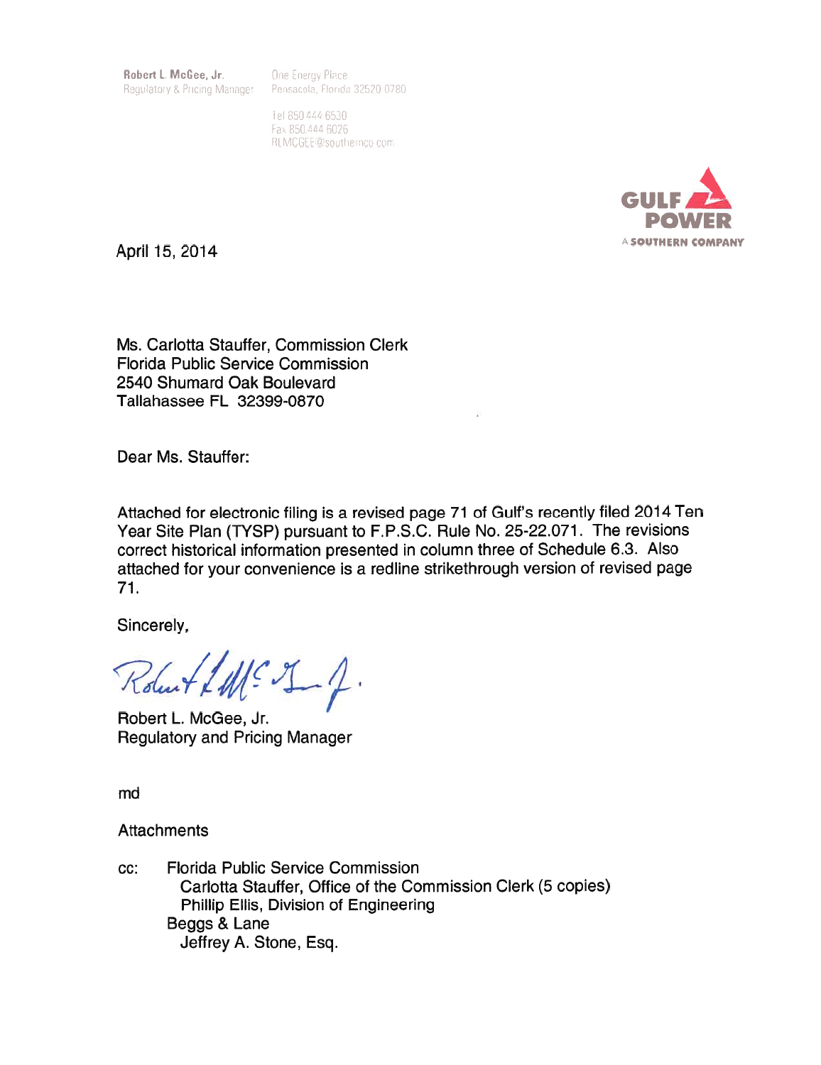**Robert L. McGee, Jr.**
Regulatory & Pricing Manager

One Energy Place
Pensacola, Florida 32520 0780

Tel 850 444 6530
Fax 850 444 6026
RLMCGEE@southernco.com

GULF POWER
A SOUTHERN COMPANY

April 15, 2014

Ms. Carlotta Stauffer, Commission Clerk
Florida Public Service Commission
2540 Shumard Oak Boulevard
Tallahassee FL 32399-0870

Dear Ms. Stauffer:

Attached for electronic filing is a revised page 71 of Gulf's recently filed 2014 Ten Year Site Plan (TYSP) pursuant to F.P.S.C. Rule No. 25-22.071. The revisions correct historical information presented in column three of Schedule 6.3. Also attached for your convenience is a redline strikethrough version of revised page 71.

Sincerely,

Robert L. McGee, Jr.
Regulatory and Pricing Manager

md

Attachments

cc: Florida Public Service Commission
  Carlotta Stauffer, Office of the Commission Clerk (5 copies)
  Phillip Ellis, Division of Engineering
 Beggs & Lane
  Jeffrey A. Stone, Esq.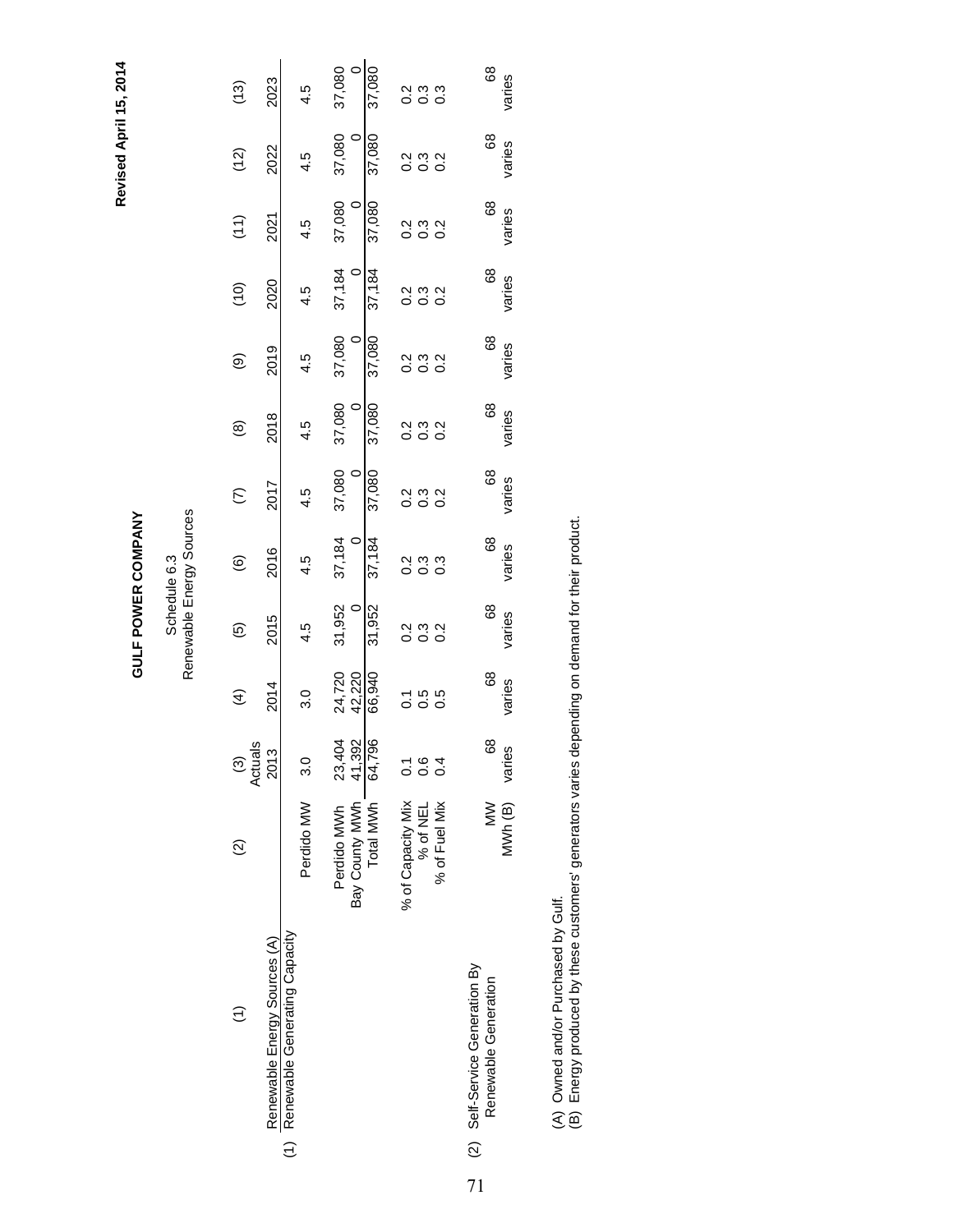**Revised April 15, 2014**

# GULF POWER COMPANY

## Schedule 6.3
## Renewable Energy Sources

| (1) | (2) | (3) Actuals 2013 | (4) 2014 | (5) 2015 | (6) 2016 | (7) 2017 | (8) 2018 | (9) 2019 | (10) 2020 | (11) 2021 | (12) 2022 | (13) 2023 |
|---|---|---|---|---|---|---|---|---|---|---|---|---|
| Renewable Energy Sources (A) | | | | | | | | | | | | |
| (1) Renewable Generating Capacity | Perdido MW | 3.0 | 3.0 | 4.5 | 4.5 | 4.5 | 4.5 | 4.5 | 4.5 | 4.5 | 4.5 | 4.5 |
| | Perdido MWh | 23,404 | 24,720 | 31,952 | 37,184 | 37,080 | 37,080 | 37,080 | 37,184 | 37,080 | 37,080 | 37,080 |
| | Bay County MWh | 41,392 | 42,220 | 0 | 0 | 0 | 0 | 0 | 0 | 0 | 0 | 0 |
| | Total MWh | 64,796 | 66,940 | 31,952 | 37,184 | 37,080 | 37,080 | 37,080 | 37,184 | 37,080 | 37,080 | 37,080 |
| | % of Capacity Mix | 0.1 | 0.1 | 0.2 | 0.2 | 0.2 | 0.2 | 0.2 | 0.2 | 0.2 | 0.2 | 0.2 |
| | % of NEL | 0.6 | 0.5 | 0.3 | 0.3 | 0.3 | 0.3 | 0.3 | 0.3 | 0.3 | 0.3 | 0.3 |
| | % of Fuel Mix | 0.4 | 0.5 | 0.2 | 0.3 | 0.2 | 0.2 | 0.2 | 0.2 | 0.2 | 0.2 | 0.3 |
| (2) Self-Service Generation By Renewable Generation | MW | 68 | 68 | 68 | 68 | 68 | 68 | 68 | 68 | 68 | 68 | 68 |
| | MWh (B) | varies | varies | varies | varies | varies | varies | varies | varies | varies | varies | varies |

(A) Owned and/or Purchased by Gulf.
(B) Energy produced by these customers' generators varies depending on demand for their product.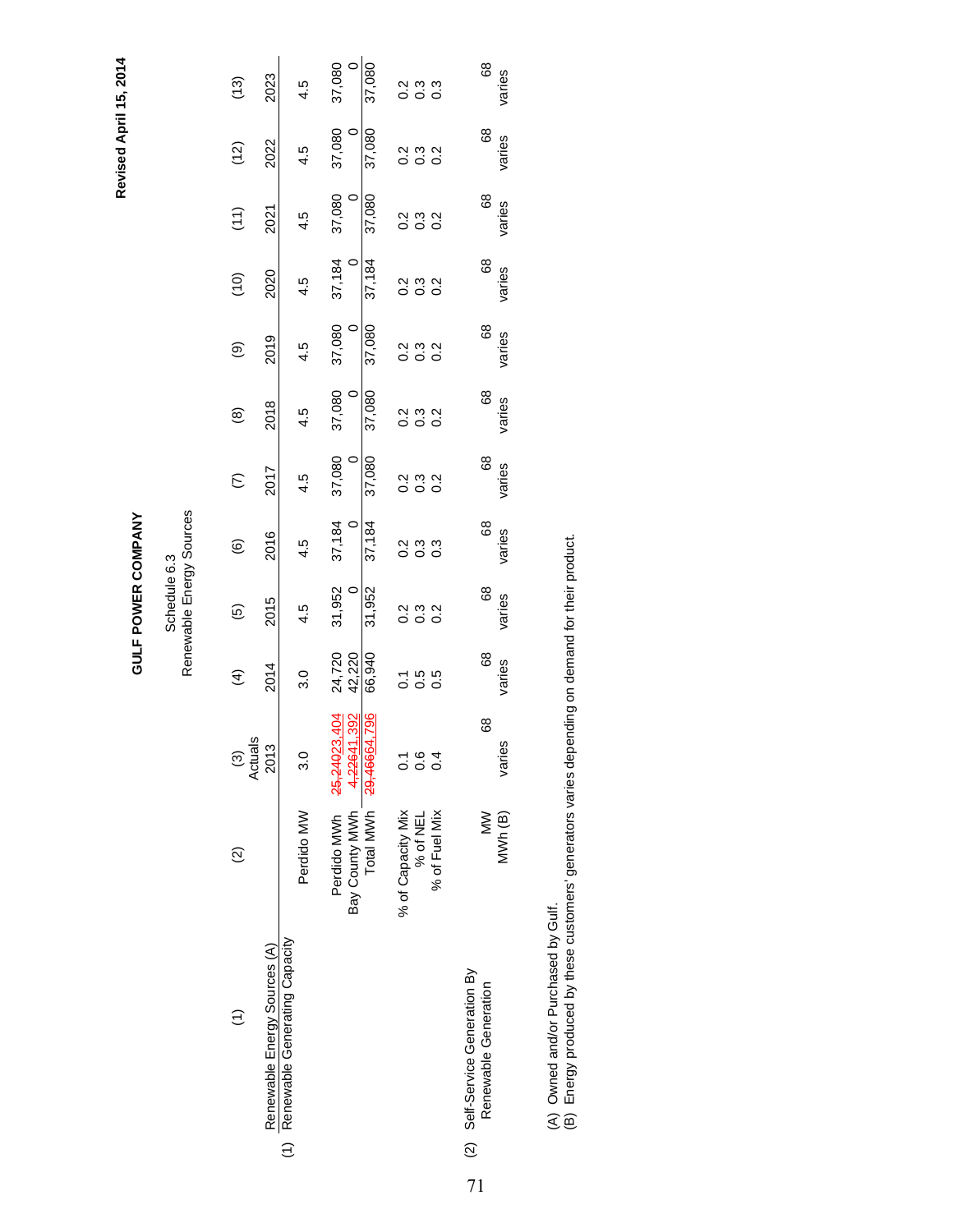**Revised April 15, 2014**

# GULF POWER COMPANY

Schedule 6.3
Renewable Energy Sources

| (1) | (2) | (3) Actuals 2013 | (4) 2014 | (5) 2015 | (6) 2016 | (7) 2017 | (8) 2018 | (9) 2019 | (10) 2020 | (11) 2021 | (12) 2022 | (13) 2023 |
|---|---|---|---|---|---|---|---|---|---|---|---|---|
| Renewable Energy Sources (A) | | | | | | | | | | | | |
| (1) Renewable Generating Capacity | Perdido MW | 3.0 | 3.0 | 4.5 | 4.5 | 4.5 | 4.5 | 4.5 | 4.5 | 4.5 | 4.5 | 4.5 |
| | Perdido MWh | ~~25,240~~23,404 | 24,720 | 31,952 | 37,184 | 37,080 | 37,080 | 37,080 | 37,184 | 37,080 | 37,080 | 37,080 |
| | Bay County MWh | ~~4,226~~41,392 | 42,220 | 0 | 0 | 0 | 0 | 0 | 0 | 0 | 0 | 0 |
| | Total MWh | ~~29,466~~64,796 | 66,940 | 31,952 | 37,184 | 37,080 | 37,080 | 37,080 | 37,184 | 37,080 | 37,080 | 37,080 |
| | % of Capacity Mix | 0.1 | 0.1 | 0.2 | 0.2 | 0.2 | 0.2 | 0.2 | 0.2 | 0.2 | 0.2 | 0.2 |
| | % of NEL | 0.6 | 0.5 | 0.3 | 0.3 | 0.3 | 0.3 | 0.3 | 0.3 | 0.3 | 0.3 | 0.3 |
| | % of Fuel Mix | 0.4 | 0.5 | 0.2 | 0.3 | 0.2 | 0.2 | 0.2 | 0.2 | 0.2 | 0.2 | 0.3 |
| (2) Self-Service Generation By Renewable Generation | MW | 68 | 68 | 68 | 68 | 68 | 68 | 68 | 68 | 68 | 68 | 68 |
| | MWh (B) | varies | varies | varies | varies | varies | varies | varies | varies | varies | varies | varies |

(A) Owned and/or Purchased by Gulf.
(B) Energy produced by these customers' generators varies depending on demand for their product.